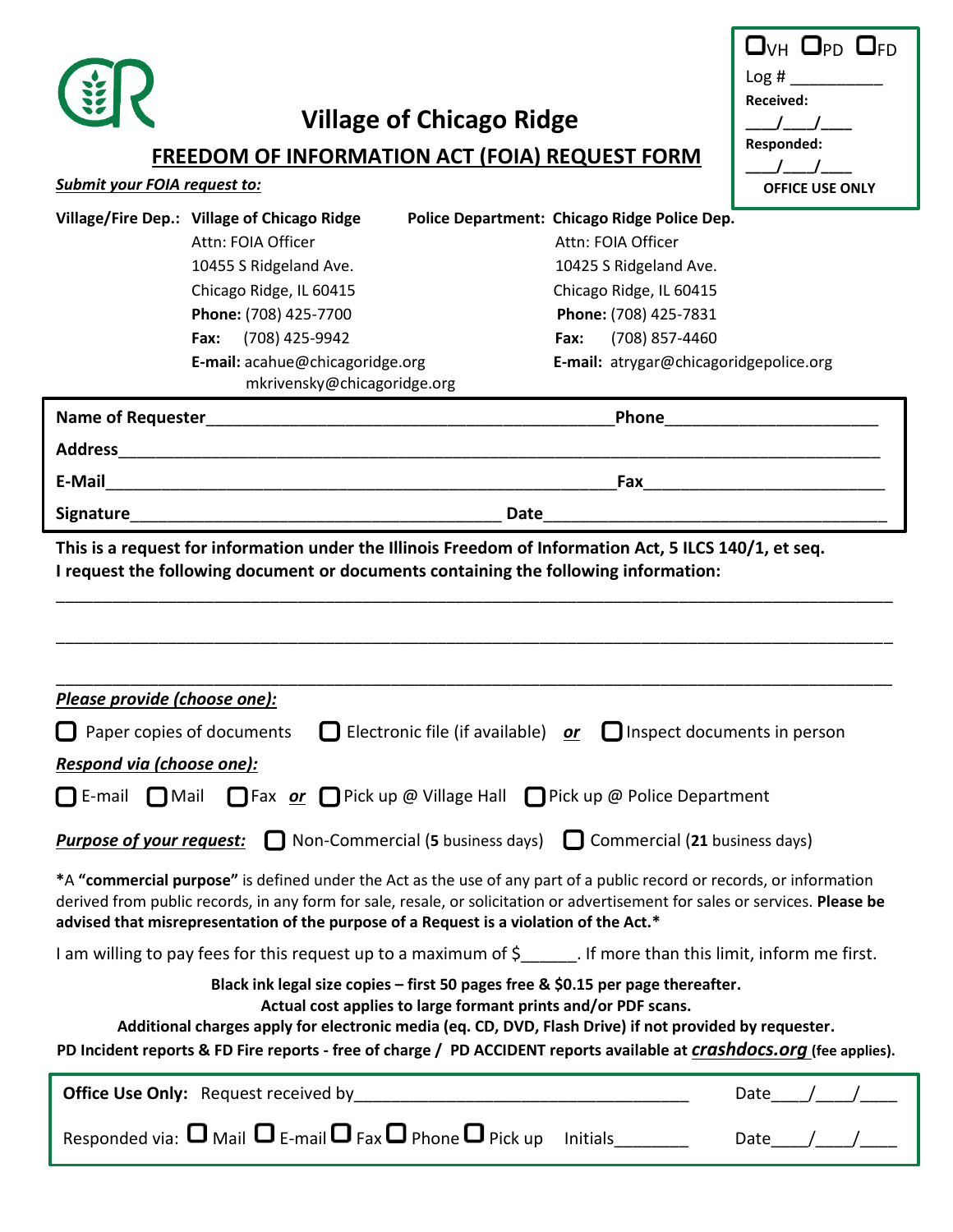# Village of Chicago Ridge

## FREEDOM OF INFORMATION ACT (FOIA) REQUEST FORM

☐VH ☐PD ☐FD
Log # __________
**Received:**
___/___/___
**Responded:**
___/___/___
**OFFICE USE ONLY**

***Submit your FOIA request to:***

**Village/Fire Dep.:** **Village of Chicago Ridge**
Attn: FOIA Officer
10455 S Ridgeland Ave.
Chicago Ridge, IL 60415
**Phone:** (708) 425-7700
**Fax:** (708) 425-9942
**E-mail:** acahue@chicagoridge.org
mkrivensky@chicagoridge.org

**Police Department:** **Chicago Ridge Police Dep.**
Attn: FOIA Officer
10425 S Ridgeland Ave.
Chicago Ridge, IL 60415
**Phone:** (708) 425-7831
**Fax:** (708) 857-4460
**E-mail:** atrygar@chicagoridgepolice.org

**Name of Requester**____________________________________________ **Phone**______________________

**Address**__________________________________________________________________________________

**E-Mail**________________________________________________________ **Fax**_________________________

**Signature**_______________________________________ **Date**_____________________________________

**This is a request for information under the Illinois Freedom of Information Act, 5 ILCS 140/1, et seq.**
**I request the following document or documents containing the following information:**

_____________________________________________________________________________________________

_____________________________________________________________________________________________

_____________________________________________________________________________________________

***Please provide (choose one):***

☐ Paper copies of documents ☐ Electronic file (if available) ***or*** ☐ Inspect documents in person

***Respond via (choose one):***

☐ E-mail ☐ Mail ☐ Fax ***or*** ☐ Pick up @ Village Hall ☐ Pick up @ Police Department

***Purpose of your request:*** ☐ Non-Commercial (**5** business days) ☐ Commercial (**21** business days)

*A **"commercial purpose"** is defined under the Act as the use of any part of a public record or records, or information derived from public records, in any form for sale, resale, or solicitation or advertisement for sales or services. **Please be advised that misrepresentation of the purpose of a Request is a violation of the Act.***

I am willing to pay fees for this request up to a maximum of $______. If more than this limit, inform me first.

**Black ink legal size copies – first 50 pages free & $0.15 per page thereafter.**
**Actual cost applies to large formant prints and/or PDF scans.**
**Additional charges apply for electronic media (eq. CD, DVD, Flash Drive) if not provided by requester.**
**PD Incident reports & FD Fire reports - free of charge / PD ACCIDENT reports available at *crashdocs.org* (fee applies).**

**Office Use Only:** Request received by___________________________________ Date___/___/____

Responded via: ☐ Mail ☐ E-mail ☐ Fax ☐ Phone ☐ Pick up Initials________ Date___/___/____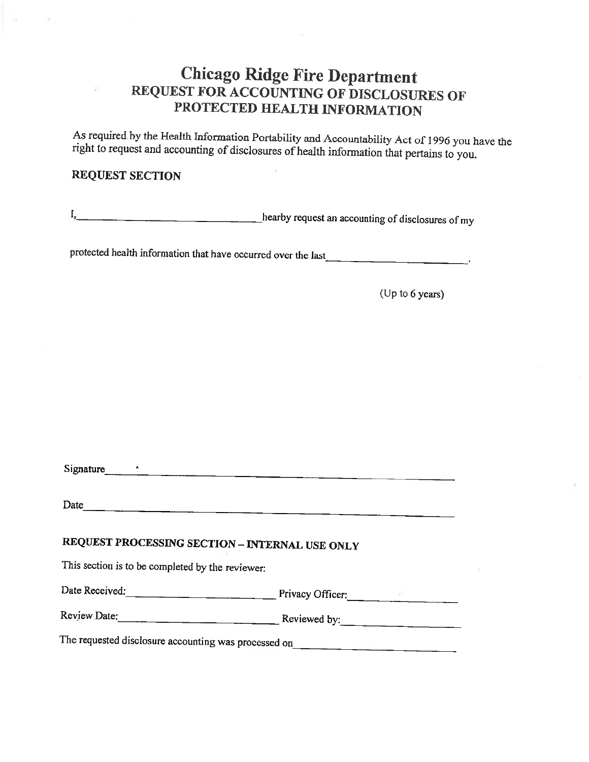# Chicago Ridge Fire Department

## REQUEST FOR ACCOUNTING OF DISCLOSURES OF PROTECTED HEALTH INFORMATION

As required by the Health Information Portability and Accountability Act of 1996 you have the right to request and accounting of disclosures of health information that pertains to you.

### REQUEST SECTION

I, ________________________________ hearby request an accounting of disclosures of my

protected health information that have occurred over the last ________________________.

(Up to 6 years)

Signature ____________________________________________________________

Date ________________________________________________________________

### REQUEST PROCESSING SECTION – INTERNAL USE ONLY

This section is to be completed by the reviewer:

Date Received: ________________________ Privacy Officer: ________________

Review Date: __________________________ Reviewed by: __________________

The requested disclosure accounting was processed on ________________________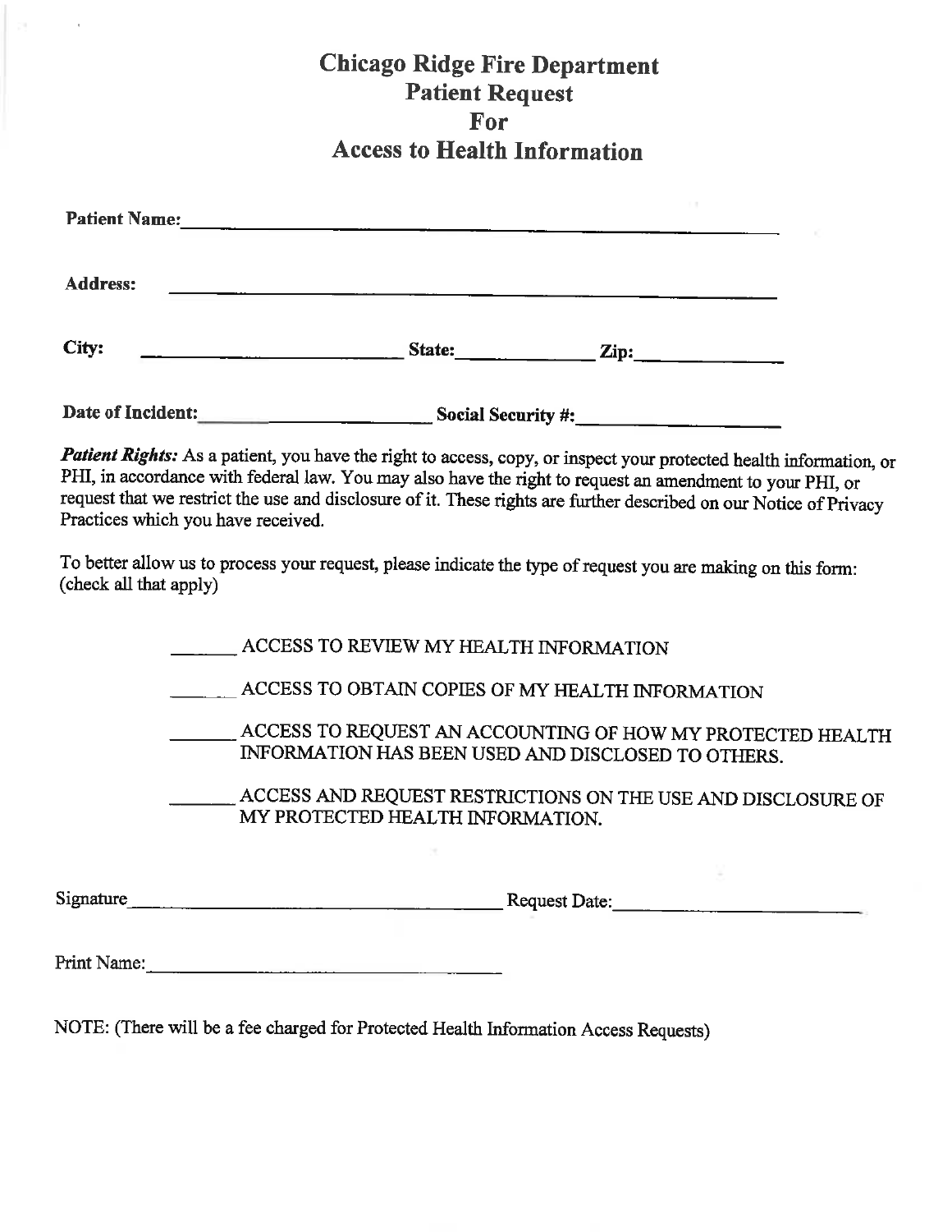# Chicago Ridge Fire Department
## Patient Request
## For
## Access to Health Information

**Patient Name:** ____________________________________________

**Address:** ____________________________________________

**City:** ______________________ **State:** ____________ **Zip:** ____________

**Date of Incident:** ____________________ **Social Security #:** ____________________

***Patient Rights:*** As a patient, you have the right to access, copy, or inspect your protected health information, or PHI, in accordance with federal law. You may also have the right to request an amendment to your PHI, or request that we restrict the use and disclosure of it. These rights are further described on our Notice of Privacy Practices which you have received.

To better allow us to process your request, please indicate the type of request you are making on this form: (check all that apply)

_______ ACCESS TO REVIEW MY HEALTH INFORMATION

_______ ACCESS TO OBTAIN COPIES OF MY HEALTH INFORMATION

_______ ACCESS TO REQUEST AN ACCOUNTING OF HOW MY PROTECTED HEALTH INFORMATION HAS BEEN USED AND DISCLOSED TO OTHERS.

_______ ACCESS AND REQUEST RESTRICTIONS ON THE USE AND DISCLOSURE OF MY PROTECTED HEALTH INFORMATION.

Signature ______________________________ Request Date: ______________________

Print Name: ______________________________

NOTE: (There will be a fee charged for Protected Health Information Access Requests)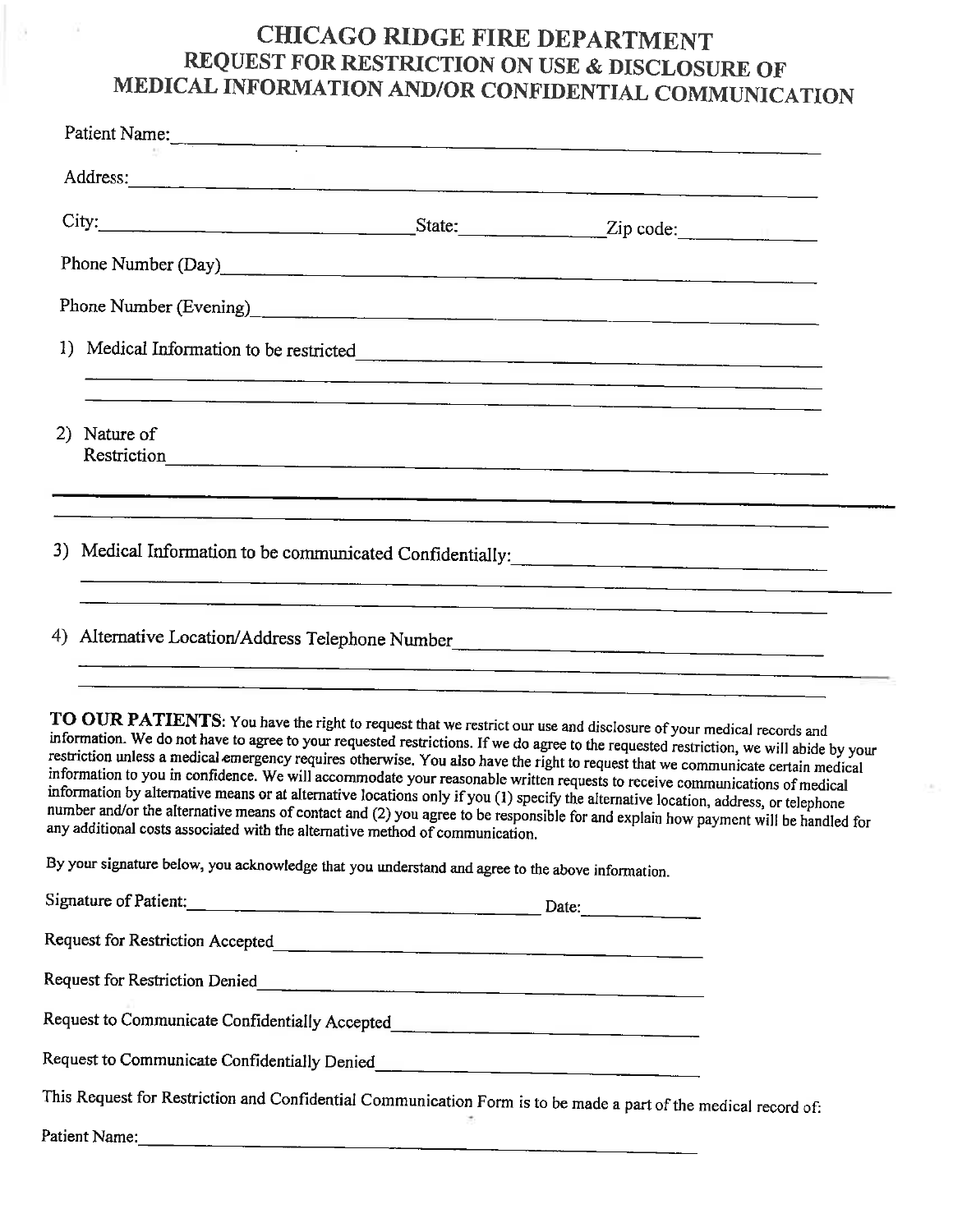# CHICAGO RIDGE FIRE DEPARTMENT

## REQUEST FOR RESTRICTION ON USE & DISCLOSURE OF MEDICAL INFORMATION AND/OR CONFIDENTIAL COMMUNICATION

Patient Name: ______________________________________________

Address: ______________________________________________

City: ____________________ State: __________ Zip code: __________

Phone Number (Day) ______________________________________________

Phone Number (Evening) ______________________________________________

1) Medical Information to be restricted ______________________________________________

______________________________________________

______________________________________________

2) Nature of Restriction ______________________________________________

______________________________________________

______________________________________________

3) Medical Information to be communicated Confidentially: ______________________________

______________________________________________

______________________________________________

4) Alternative Location/Address Telephone Number ______________________________

______________________________________________

______________________________________________

**TO OUR PATIENTS**: You have the right to request that we restrict our use and disclosure of your medical records and information. We do not have to agree to your requested restrictions. If we do agree to the requested restriction, we will abide by your restriction unless a medical emergency requires otherwise. You also have the right to request that we communicate certain medical information to you in confidence. We will accommodate your reasonable written requests to receive communications of medical information by alternative means or at alternative locations only if you (1) specify the alternative location, address, or telephone number and/or the alternative means of contact and (2) you agree to be responsible for and explain how payment will be handled for any additional costs associated with the alternative method of communication.

By your signature below, you acknowledge that you understand and agree to the above information.

Signature of Patient: ______________________________ Date: __________

Request for Restriction Accepted ______________________________

Request for Restriction Denied ______________________________

Request to Communicate Confidentially Accepted ______________________________

Request to Communicate Confidentially Denied ______________________________

This Request for Restriction and Confidential Communication Form is to be made a part of the medical record of:

Patient Name: ______________________________________________